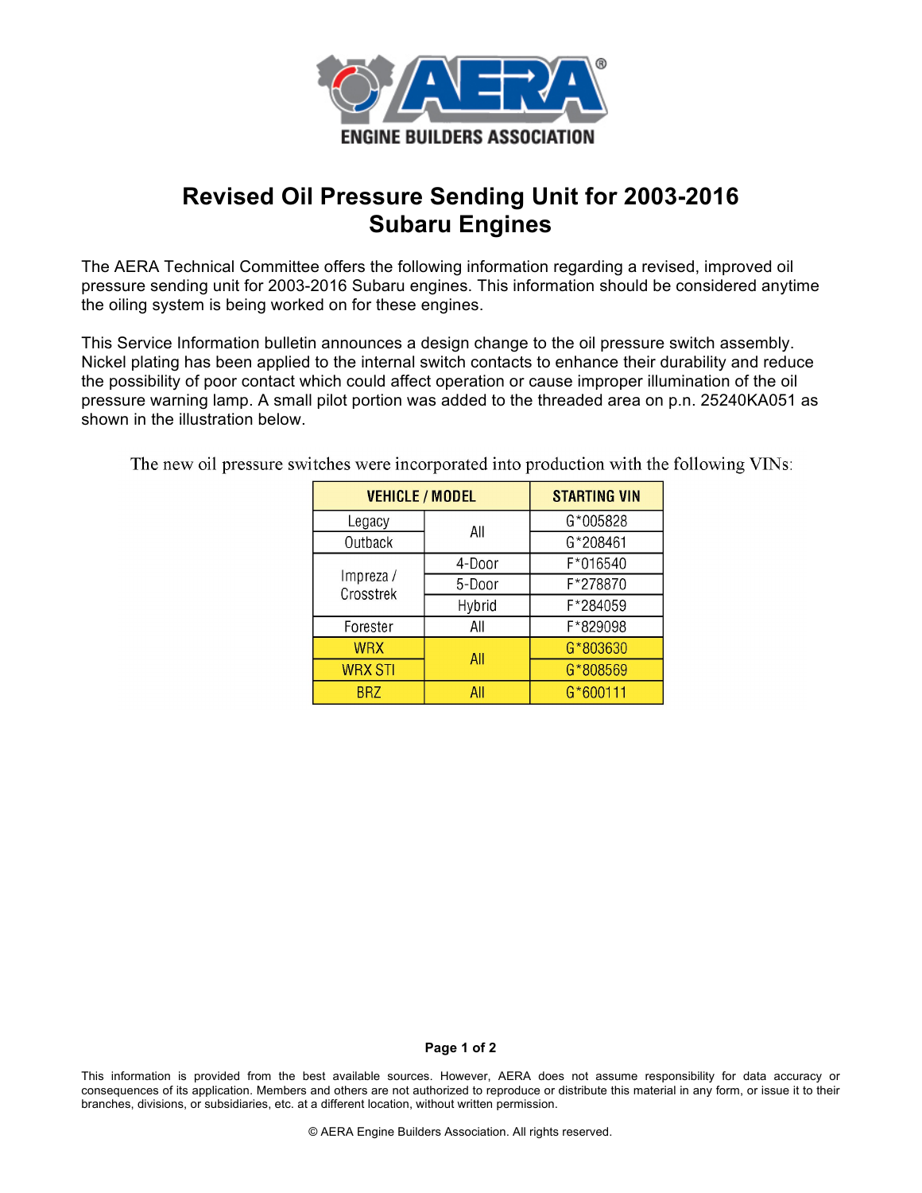# Revised Oil Pressure Sending Unit for 2003-2016 Subaru Engines

The AERA Technical Committee offers the following information regarding a revised, improved oil pressure sending unit for 2003-2016 Subaru engines. This information should be considered anytime the oiling system is being worked on for these engines.

This Service Information bulletin announces a design change to the oil pressure switch assembly. Nickel plating has been applied to the internal switch contacts to enhance their durability and reduce the possibility of poor contact which could affect operation or cause improper illumination of the oil pressure warning lamp. A small pilot portion was added to the threaded area on p.n. 25240KA051 as shown in the illustration below.

The new oil pressure switches were incorporated into production with the following VINs:

| VEHICLE / MODEL | | STARTING VIN |
|---|---|---|
| Legacy | All | G*005828 |
| Outback | | G*208461 |
| Impreza / Crosstrek | 4-Door | F*016540 |
| | 5-Door | F*278870 |
| | Hybrid | F*284059 |
| Forester | All | F*829098 |
| WRX | All | G*803630 |
| WRX STI | | G*808569 |
| BRZ | All | G*600111 |

This information is provided from the best available sources. However, AERA does not assume responsibility for data accuracy or consequences of its application. Members and others are not authorized to reproduce or distribute this material in any form, or issue it to their branches, divisions, or subsidiaries, etc. at a different location, without written permission.

© AERA Engine Builders Association. All rights reserved.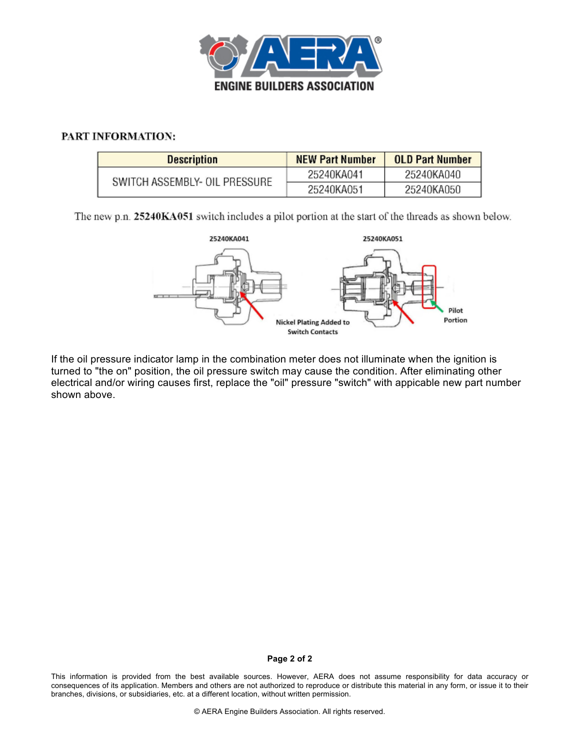**PART INFORMATION:**

| Description | NEW Part Number | OLD Part Number |
|---|---|---|
| SWITCH ASSEMBLY- OIL PRESSURE | 25240KA041 | 25240KA040 |
| | 25240KA051 | 25240KA050 |

The new p.n. **25240KA051** switch includes a pilot portion at the start of the threads as shown below.

25240KA041

25240KA051

Nickel Plating Added to Switch Contacts

Pilot Portion

If the oil pressure indicator lamp in the combination meter does not illuminate when the ignition is turned to "the on" position, the oil pressure switch may cause the condition. After eliminating other electrical and/or wiring causes first, replace the "oil" pressure "switch" with applicable new part number shown above.